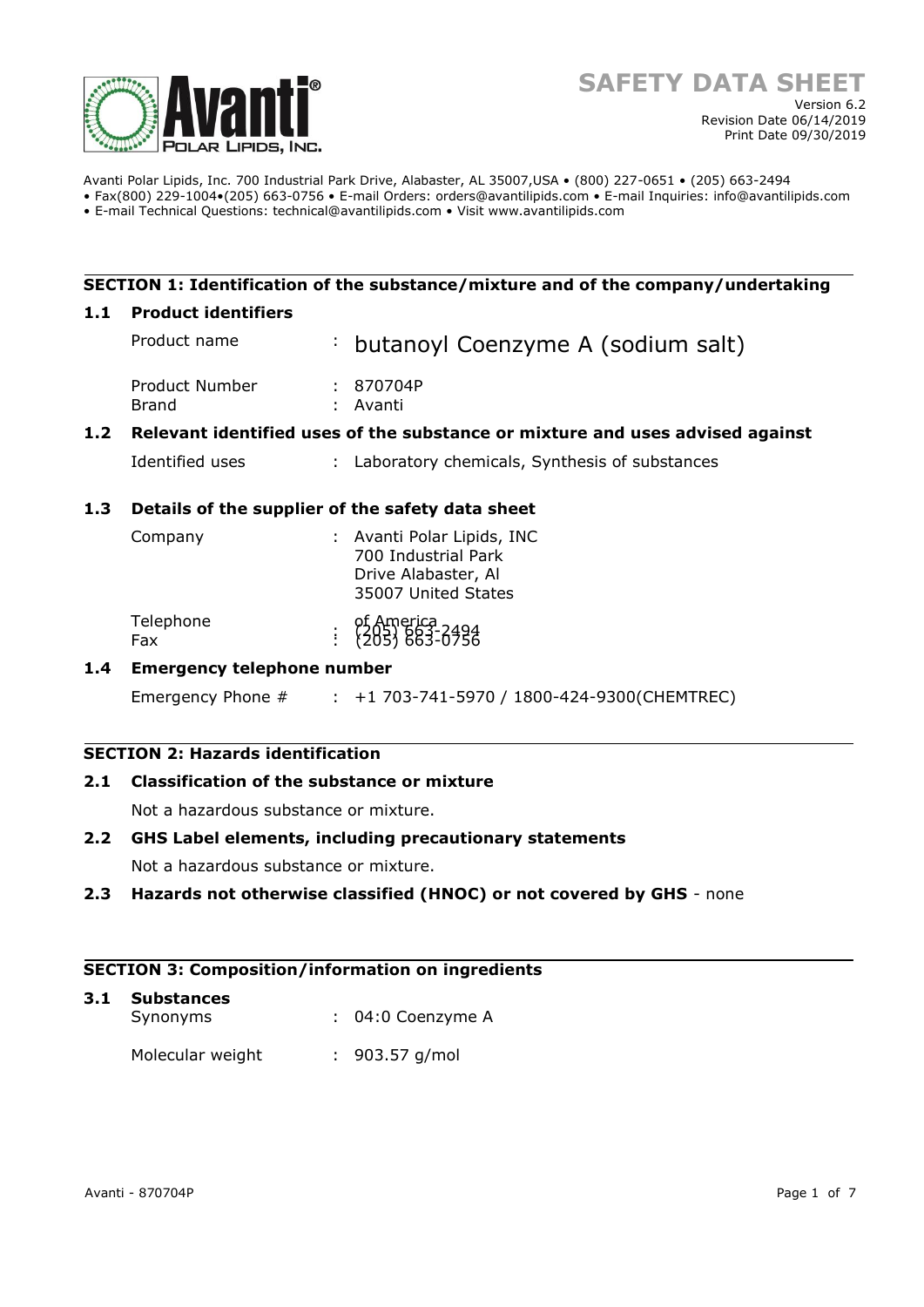# SAFETY DATA SHEET

Version 6.2
Revision Date 06/14/2019
Print Date 09/30/2019

Avanti Polar Lipids, Inc. 700 Industrial Park Drive, Alabaster, AL 35007,USA • (800) 227-0651 • (205) 663-2494
• Fax(800) 229-1004•(205) 663-0756 • E-mail Orders: orders@avantilipids.com • E-mail Inquiries: info@avantilipids.com
• E-mail Technical Questions: technical@avantilipids.com • Visit www.avantilipids.com

## SECTION 1: Identification of the substance/mixture and of the company/undertaking

### 1.1 Product identifiers

Product name : butanoyl Coenzyme A (sodium salt)

Product Number : 870704P
Brand : Avanti

### 1.2 Relevant identified uses of the substance or mixture and uses advised against

Identified uses : Laboratory chemicals, Synthesis of substances

### 1.3 Details of the supplier of the safety data sheet

Company : Avanti Polar Lipids, INC
700 Industrial Park
Drive Alabaster, Al
35007 United States
of America

Telephone : (205) 663-2494
Fax : (205) 663-0756

### 1.4 Emergency telephone number

Emergency Phone # : +1 703-741-5970 / 1800-424-9300(CHEMTREC)

## SECTION 2: Hazards identification

### 2.1 Classification of the substance or mixture

Not a hazardous substance or mixture.

### 2.2 GHS Label elements, including precautionary statements

Not a hazardous substance or mixture.

### 2.3 Hazards not otherwise classified (HNOC) or not covered by GHS - none

## SECTION 3: Composition/information on ingredients

### 3.1 Substances

Synonyms : 04:0 Coenzyme A

Molecular weight : 903.57 g/mol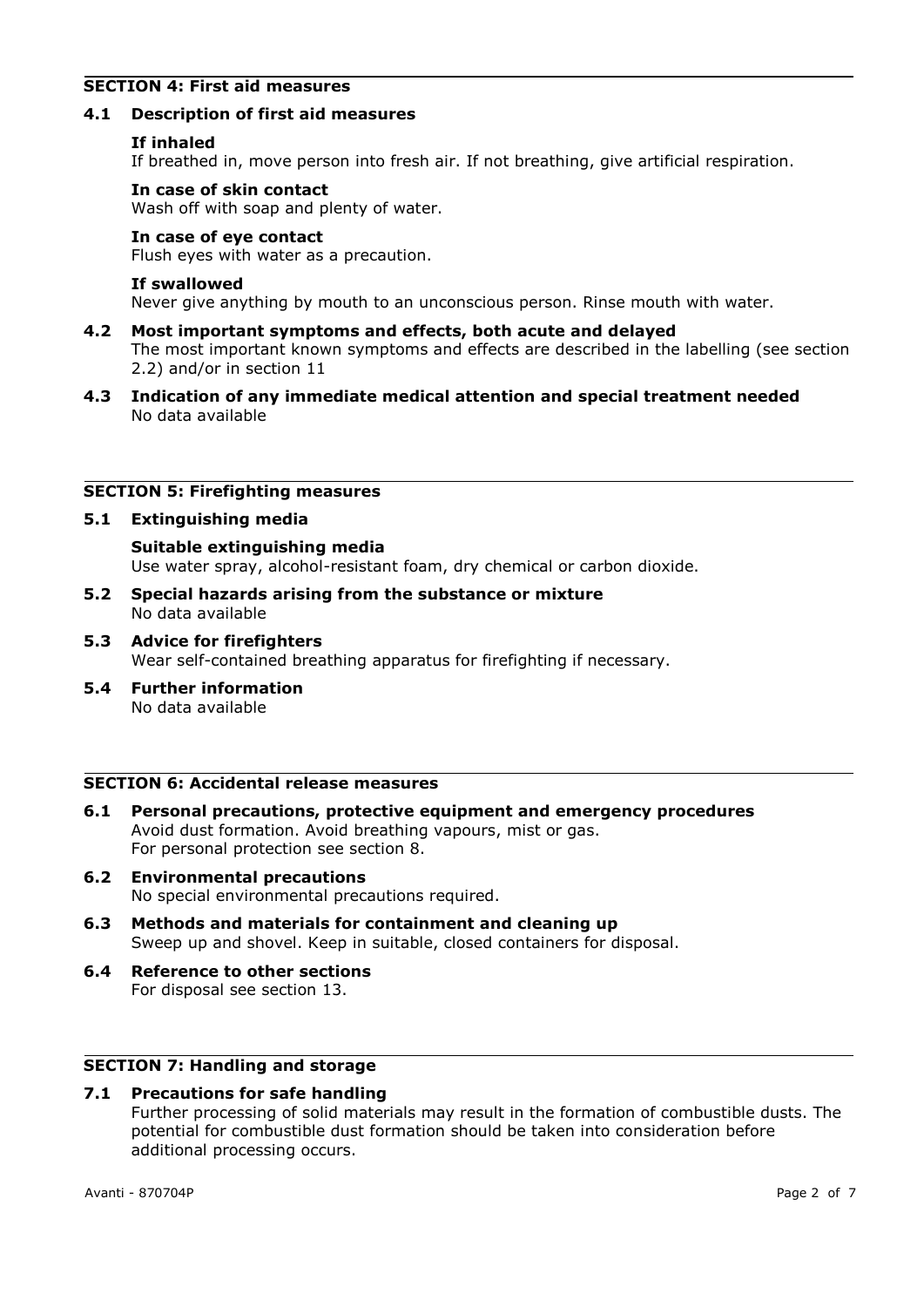## SECTION 4: First aid measures

### 4.1 Description of first aid measures

**If inhaled**
If breathed in, move person into fresh air. If not breathing, give artificial respiration.

**In case of skin contact**
Wash off with soap and plenty of water.

**In case of eye contact**
Flush eyes with water as a precaution.

**If swallowed**
Never give anything by mouth to an unconscious person. Rinse mouth with water.

### 4.2 Most important symptoms and effects, both acute and delayed
The most important known symptoms and effects are described in the labelling (see section 2.2) and/or in section 11

### 4.3 Indication of any immediate medical attention and special treatment needed
No data available

## SECTION 5: Firefighting measures

### 5.1 Extinguishing media

**Suitable extinguishing media**
Use water spray, alcohol-resistant foam, dry chemical or carbon dioxide.

### 5.2 Special hazards arising from the substance or mixture
No data available

### 5.3 Advice for firefighters
Wear self-contained breathing apparatus for firefighting if necessary.

### 5.4 Further information
No data available

## SECTION 6: Accidental release measures

### 6.1 Personal precautions, protective equipment and emergency procedures
Avoid dust formation. Avoid breathing vapours, mist or gas.
For personal protection see section 8.

### 6.2 Environmental precautions
No special environmental precautions required.

### 6.3 Methods and materials for containment and cleaning up
Sweep up and shovel. Keep in suitable, closed containers for disposal.

### 6.4 Reference to other sections
For disposal see section 13.

## SECTION 7: Handling and storage

### 7.1 Precautions for safe handling
Further processing of solid materials may result in the formation of combustible dusts. The potential for combustible dust formation should be taken into consideration before additional processing occurs.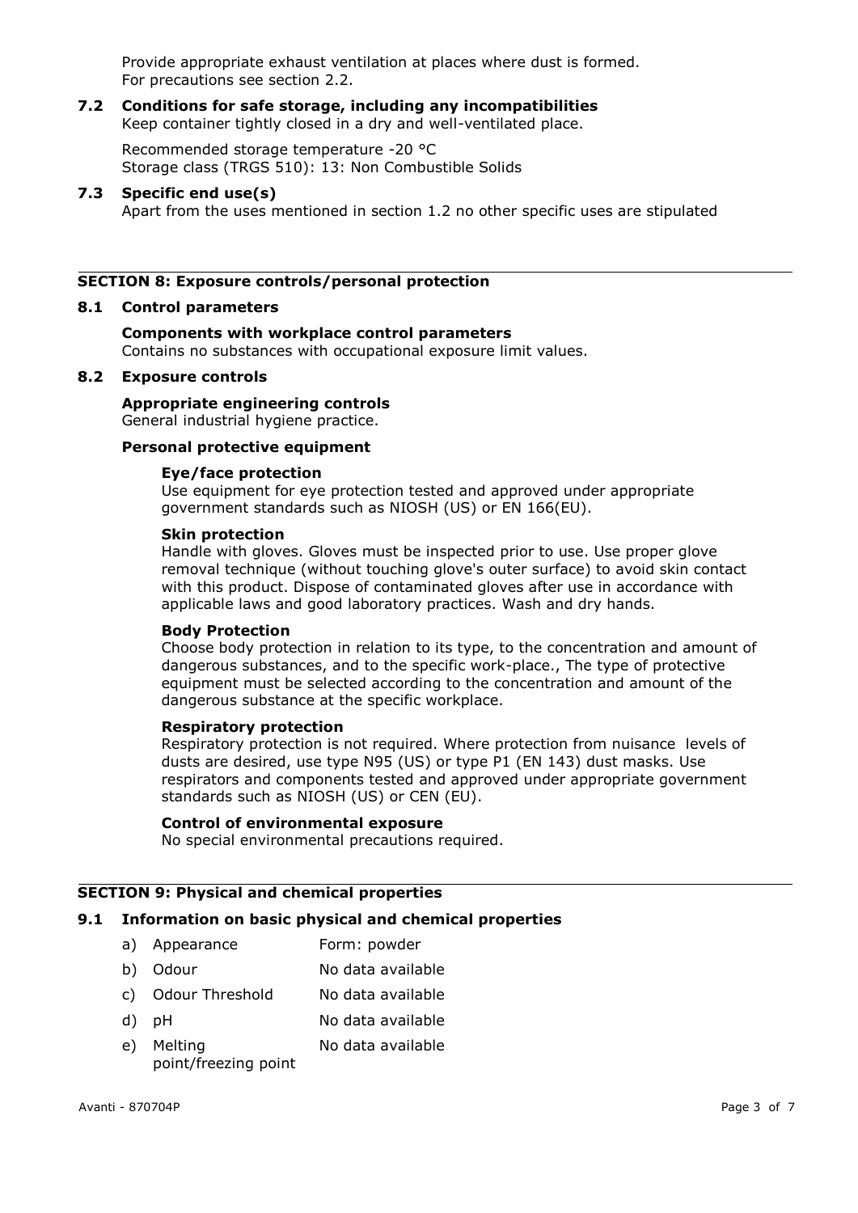Provide appropriate exhaust ventilation at places where dust is formed.
For precautions see section 2.2.

### 7.2 Conditions for safe storage, including any incompatibilities

Keep container tightly closed in a dry and well-ventilated place.

Recommended storage temperature -20 °C
Storage class (TRGS 510): 13: Non Combustible Solids

### 7.3 Specific end use(s)

Apart from the uses mentioned in section 1.2 no other specific uses are stipulated

## SECTION 8: Exposure controls/personal protection

### 8.1 Control parameters

**Components with workplace control parameters**
Contains no substances with occupational exposure limit values.

### 8.2 Exposure controls

**Appropriate engineering controls**
General industrial hygiene practice.

**Personal protective equipment**

**Eye/face protection**
Use equipment for eye protection tested and approved under appropriate government standards such as NIOSH (US) or EN 166(EU).

**Skin protection**
Handle with gloves. Gloves must be inspected prior to use. Use proper glove removal technique (without touching glove's outer surface) to avoid skin contact with this product. Dispose of contaminated gloves after use in accordance with applicable laws and good laboratory practices. Wash and dry hands.

**Body Protection**
Choose body protection in relation to its type, to the concentration and amount of dangerous substances, and to the specific work-place., The type of protective equipment must be selected according to the concentration and amount of the dangerous substance at the specific workplace.

**Respiratory protection**
Respiratory protection is not required. Where protection from nuisance levels of dusts are desired, use type N95 (US) or type P1 (EN 143) dust masks. Use respirators and components tested and approved under appropriate government standards such as NIOSH (US) or CEN (EU).

**Control of environmental exposure**
No special environmental precautions required.

## SECTION 9: Physical and chemical properties

### 9.1 Information on basic physical and chemical properties

| | | |
|---|---|---|
| a) | Appearance | Form: powder |
| b) | Odour | No data available |
| c) | Odour Threshold | No data available |
| d) | pH | No data available |
| e) | Melting point/freezing point | No data available |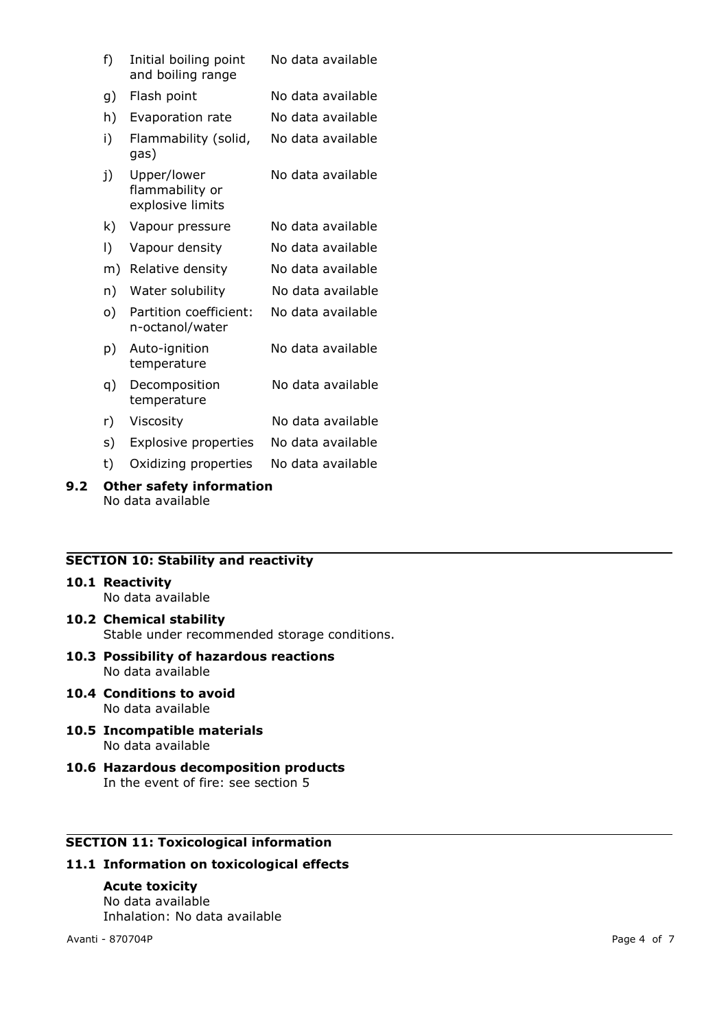| | | |
|---|---|---|
| f) | Initial boiling point and boiling range | No data available |
| g) | Flash point | No data available |
| h) | Evaporation rate | No data available |
| i) | Flammability (solid, gas) | No data available |
| j) | Upper/lower flammability or explosive limits | No data available |
| k) | Vapour pressure | No data available |
| l) | Vapour density | No data available |
| m) | Relative density | No data available |
| n) | Water solubility | No data available |
| o) | Partition coefficient: n-octanol/water | No data available |
| p) | Auto-ignition temperature | No data available |
| q) | Decomposition temperature | No data available |
| r) | Viscosity | No data available |
| s) | Explosive properties | No data available |
| t) | Oxidizing properties | No data available |

**9.2 Other safety information**
No data available

## SECTION 10: Stability and reactivity

**10.1 Reactivity**
No data available

**10.2 Chemical stability**
Stable under recommended storage conditions.

**10.3 Possibility of hazardous reactions**
No data available

**10.4 Conditions to avoid**
No data available

**10.5 Incompatible materials**
No data available

**10.6 Hazardous decomposition products**
In the event of fire: see section 5

## SECTION 11: Toxicological information

**11.1 Information on toxicological effects**

**Acute toxicity**
No data available
Inhalation: No data available

Avanti - 870704P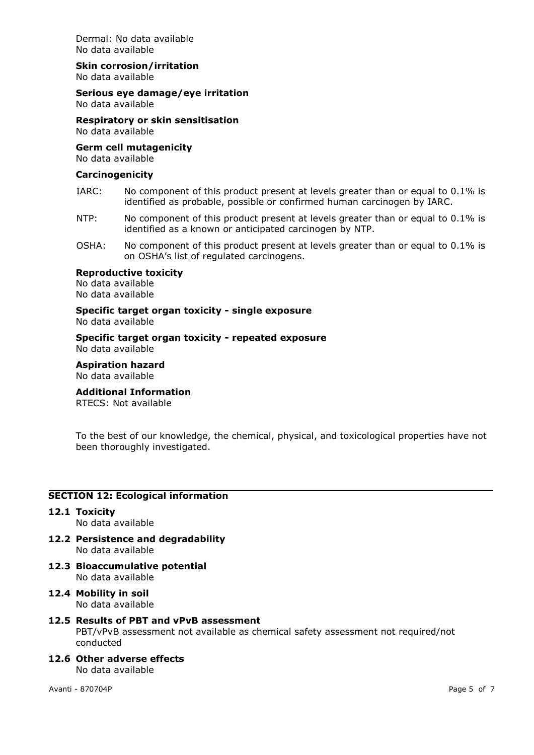Dermal: No data available
No data available

**Skin corrosion/irritation**
No data available

**Serious eye damage/eye irritation**
No data available

**Respiratory or skin sensitisation**
No data available

**Germ cell mutagenicity**
No data available

**Carcinogenicity**

IARC: No component of this product present at levels greater than or equal to 0.1% is identified as probable, possible or confirmed human carcinogen by IARC.

NTP: No component of this product present at levels greater than or equal to 0.1% is identified as a known or anticipated carcinogen by NTP.

OSHA: No component of this product present at levels greater than or equal to 0.1% is on OSHA's list of regulated carcinogens.

**Reproductive toxicity**
No data available
No data available

**Specific target organ toxicity - single exposure**
No data available

**Specific target organ toxicity - repeated exposure**
No data available

**Aspiration hazard**
No data available

**Additional Information**
RTECS: Not available

To the best of our knowledge, the chemical, physical, and toxicological properties have not been thoroughly investigated.

## SECTION 12: Ecological information

**12.1 Toxicity**
No data available

**12.2 Persistence and degradability**
No data available

**12.3 Bioaccumulative potential**
No data available

**12.4 Mobility in soil**
No data available

**12.5 Results of PBT and vPvB assessment**
PBT/vPvB assessment not available as chemical safety assessment not required/not conducted

**12.6 Other adverse effects**
No data available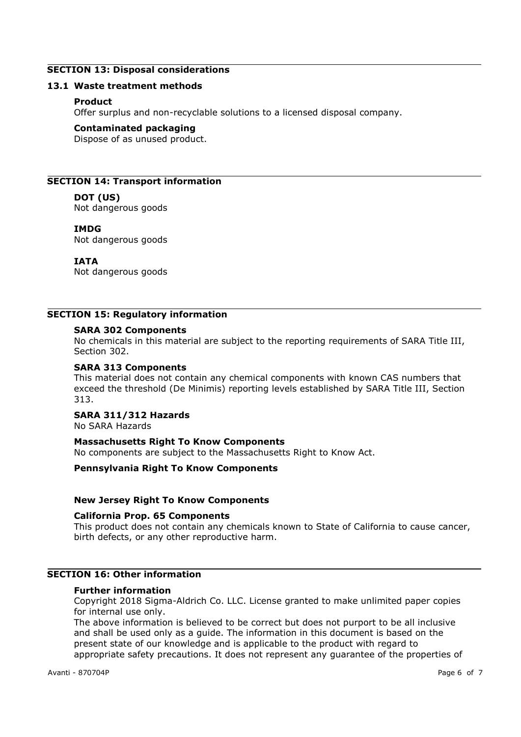## SECTION 13: Disposal considerations

### 13.1 Waste treatment methods

**Product**

Offer surplus and non-recyclable solutions to a licensed disposal company.

**Contaminated packaging**

Dispose of as unused product.

## SECTION 14: Transport information

**DOT (US)**

Not dangerous goods

**IMDG**

Not dangerous goods

**IATA**

Not dangerous goods

## SECTION 15: Regulatory information

**SARA 302 Components**

No chemicals in this material are subject to the reporting requirements of SARA Title III, Section 302.

**SARA 313 Components**

This material does not contain any chemical components with known CAS numbers that exceed the threshold (De Minimis) reporting levels established by SARA Title III, Section 313.

**SARA 311/312 Hazards**

No SARA Hazards

**Massachusetts Right To Know Components**

No components are subject to the Massachusetts Right to Know Act.

**Pennsylvania Right To Know Components**

**New Jersey Right To Know Components**

**California Prop. 65 Components**

This product does not contain any chemicals known to State of California to cause cancer, birth defects, or any other reproductive harm.

## SECTION 16: Other information

**Further information**

Copyright 2018 Sigma-Aldrich Co. LLC. License granted to make unlimited paper copies for internal use only.

The above information is believed to be correct but does not purport to be all inclusive and shall be used only as a guide. The information in this document is based on the present state of our knowledge and is applicable to the product with regard to appropriate safety precautions. It does not represent any guarantee of the properties of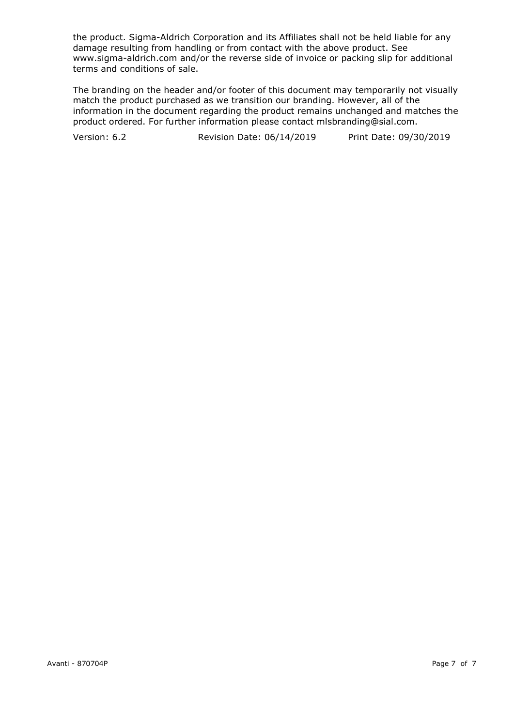the product. Sigma-Aldrich Corporation and its Affiliates shall not be held liable for any damage resulting from handling or from contact with the above product. See www.sigma-aldrich.com and/or the reverse side of invoice or packing slip for additional terms and conditions of sale.

The branding on the header and/or footer of this document may temporarily not visually match the product purchased as we transition our branding. However, all of the information in the document regarding the product remains unchanged and matches the product ordered. For further information please contact mlsbranding@sial.com.

Version: 6.2 Revision Date: 06/14/2019 Print Date: 09/30/2019